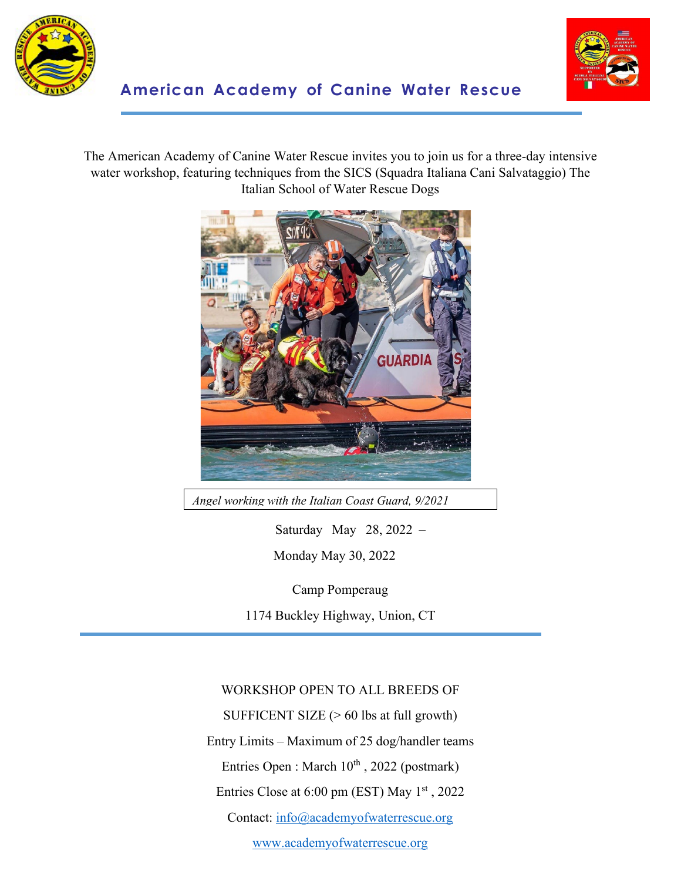# American Academy of Canine Water Rescue

The American Academy of Canine Water Rescue invites you to join us for a three-day intensive water workshop, featuring techniques from the SICS (Squadra Italiana Cani Salvataggio) The Italian School of Water Rescue Dogs

*Angel working with the Italian Coast Guard, 9/2021*

Saturday May 28, 2022 –

Monday May 30, 2022

Camp Pomperaug

1174 Buckley Highway, Union, CT

---

WORKSHOP OPEN TO ALL BREEDS OF

SUFFICENT SIZE (> 60 lbs at full growth)

Entry Limits – Maximum of 25 dog/handler teams

Entries Open : March 10th , 2022 (postmark)

Entries Close at 6:00 pm (EST) May 1st , 2022

Contact: info@academyofwaterrescue.org

www.academyofwaterrescue.org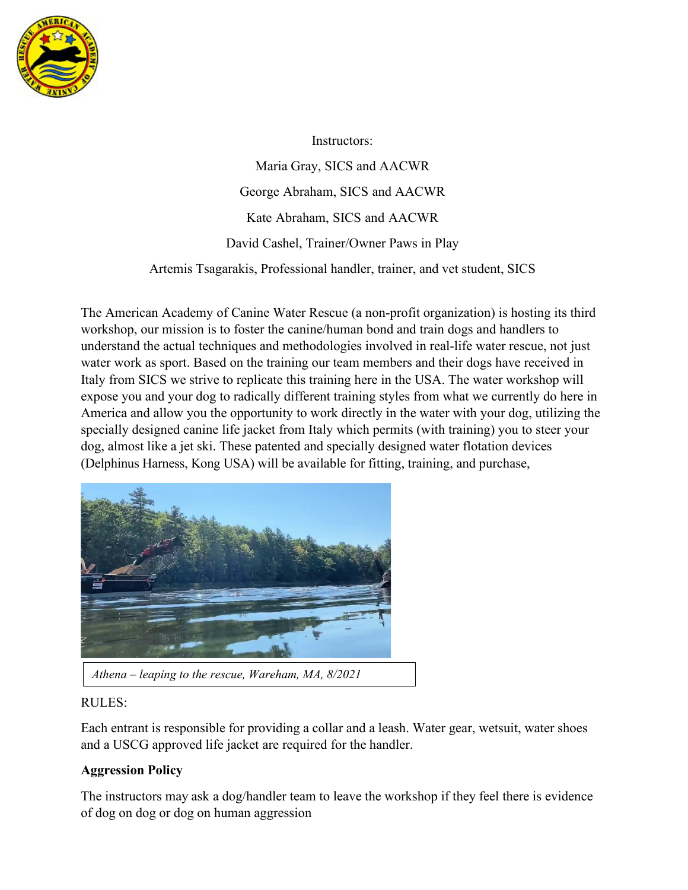Instructors:

Maria Gray, SICS and AACWR

George Abraham, SICS and AACWR

Kate Abraham, SICS and AACWR

David Cashel, Trainer/Owner Paws in Play

Artemis Tsagarakis, Professional handler, trainer, and vet student, SICS

The American Academy of Canine Water Rescue (a non-profit organization) is hosting its third workshop, our mission is to foster the canine/human bond and train dogs and handlers to understand the actual techniques and methodologies involved in real-life water rescue, not just water work as sport. Based on the training our team members and their dogs have received in Italy from SICS we strive to replicate this training here in the USA. The water workshop will expose you and your dog to radically different training styles from what we currently do here in America and allow you the opportunity to work directly in the water with your dog, utilizing the specially designed canine life jacket from Italy which permits (with training) you to steer your dog, almost like a jet ski. These patented and specially designed water flotation devices (Delphinus Harness, Kong USA) will be available for fitting, training, and purchase,

*Athena – leaping to the rescue, Wareham, MA, 8/2021*

RULES:

Each entrant is responsible for providing a collar and a leash. Water gear, wetsuit, water shoes and a USCG approved life jacket are required for the handler.

**Aggression Policy**

The instructors may ask a dog/handler team to leave the workshop if they feel there is evidence of dog on dog or dog on human aggression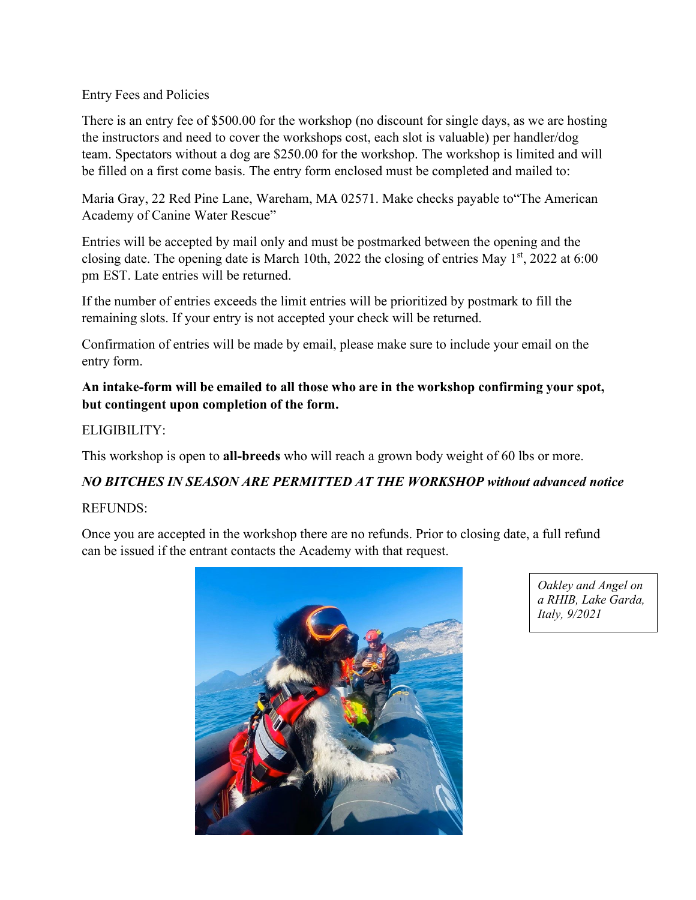Entry Fees and Policies

There is an entry fee of $500.00 for the workshop (no discount for single days, as we are hosting the instructors and need to cover the workshops cost, each slot is valuable) per handler/dog team. Spectators without a dog are $250.00 for the workshop. The workshop is limited and will be filled on a first come basis. The entry form enclosed must be completed and mailed to:

Maria Gray, 22 Red Pine Lane, Wareham, MA 02571. Make checks payable to"The American Academy of Canine Water Rescue"

Entries will be accepted by mail only and must be postmarked between the opening and the closing date. The opening date is March 10th, 2022 the closing of entries May 1st, 2022 at 6:00 pm EST. Late entries will be returned.

If the number of entries exceeds the limit entries will be prioritized by postmark to fill the remaining slots. If your entry is not accepted your check will be returned.

Confirmation of entries will be made by email, please make sure to include your email on the entry form.

**An intake-form will be emailed to all those who are in the workshop confirming your spot, but contingent upon completion of the form.**

ELIGIBILITY:

This workshop is open to **all-breeds** who will reach a grown body weight of 60 lbs or more.

***NO BITCHES IN SEASON ARE PERMITTED AT THE WORKSHOP without advanced notice***

REFUNDS:

Once you are accepted in the workshop there are no refunds. Prior to closing date, a full refund can be issued if the entrant contacts the Academy with that request.

*Oakley and Angel on a RHIB, Lake Garda, Italy, 9/2021*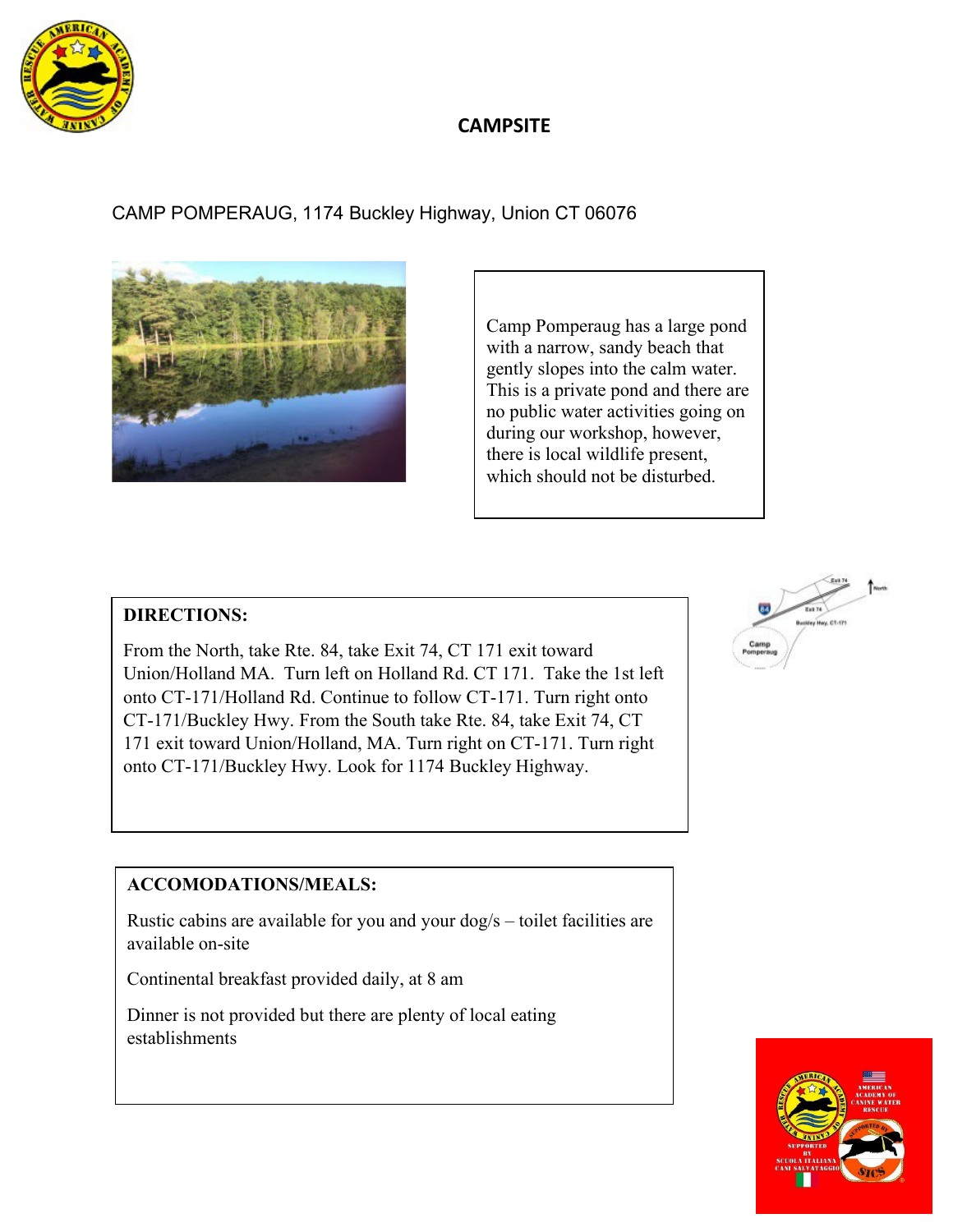# CAMPSITE

CAMP POMPERAUG, 1174 Buckley Highway, Union CT 06076

Camp Pomperaug has a large pond with a narrow, sandy beach that gently slopes into the calm water. This is a private pond and there are no public water activities going on during our workshop, however, there is local wildlife present, which should not be disturbed.

**DIRECTIONS:**

From the North, take Rte. 84, take Exit 74, CT 171 exit toward Union/Holland MA. Turn left on Holland Rd. CT 171. Take the 1st left onto CT-171/Holland Rd. Continue to follow CT-171. Turn right onto CT-171/Buckley Hwy. From the South take Rte. 84, take Exit 74, CT 171 exit toward Union/Holland, MA. Turn right on CT-171. Turn right onto CT-171/Buckley Hwy. Look for 1174 Buckley Highway.

**ACCOMODATIONS/MEALS:**

Rustic cabins are available for you and your dog/s – toilet facilities are available on-site

Continental breakfast provided daily, at 8 am

Dinner is not provided but there are plenty of local eating establishments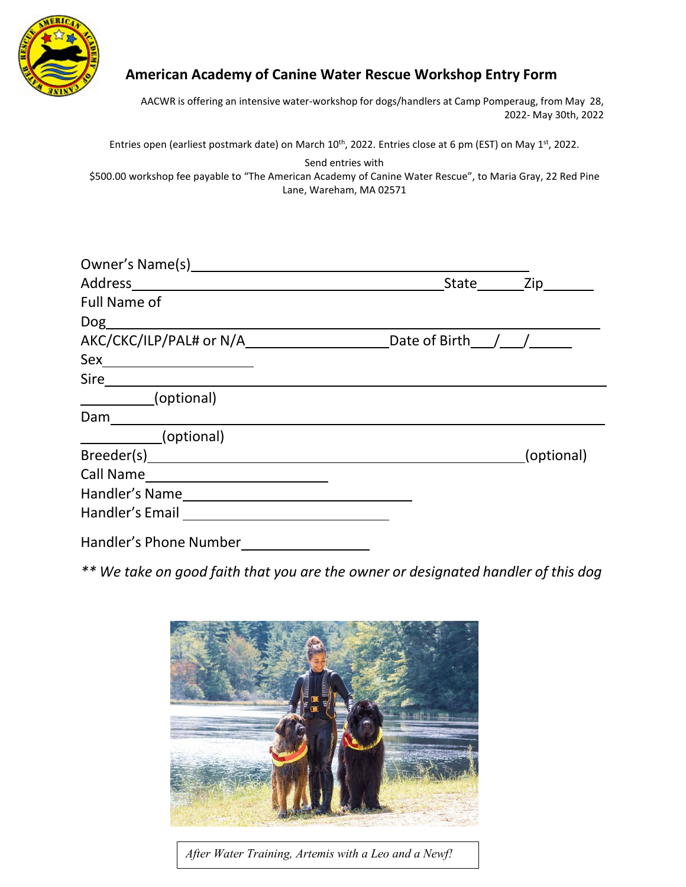## American Academy of Canine Water Rescue Workshop Entry Form

AACWR is offering an intensive water-workshop for dogs/handlers at Camp Pomperaug, from May 28, 2022- May 30th, 2022

Entries open (earliest postmark date) on March 10th, 2022. Entries close at 6 pm (EST) on May 1st, 2022.

Send entries with
$500.00 workshop fee payable to "The American Academy of Canine Water Rescue", to Maria Gray, 22 Red Pine Lane, Wareham, MA 02571

Owner's Name(s)\_\_\_\_\_\_\_\_\_\_\_\_\_\_\_\_\_\_\_\_\_\_\_\_\_\_\_\_\_\_\_\_\_\_\_\_\_\_\_\_

Address\_\_\_\_\_\_\_\_\_\_\_\_\_\_\_\_\_\_\_\_\_\_\_\_\_\_\_\_\_\_\_\_\_\_\_\_ State\_\_\_\_\_ Zip\_\_\_\_\_\_

Full Name of Dog\_\_\_\_\_\_\_\_\_\_\_\_\_\_\_\_\_\_\_\_\_\_\_\_\_\_\_\_\_\_\_\_\_\_\_\_\_\_\_\_\_\_\_\_\_\_\_\_\_\_

AKC/CKC/ILP/PAL# or N/A\_\_\_\_\_\_\_\_\_\_\_\_\_\_\_\_\_\_ Date of Birth\_\_\_/\_\_\_/\_\_\_\_\_

Sex\_\_\_\_\_\_\_\_\_\_\_\_\_\_\_\_\_\_\_\_

Sire\_\_\_\_\_\_\_\_\_\_\_\_\_\_\_\_\_\_\_\_\_\_\_\_\_\_\_\_\_\_\_\_\_\_\_\_\_\_\_\_\_\_\_\_\_\_\_\_\_\_\_\_\_\_\_\_\_\_\_\_\_\_(optional)

Dam\_\_\_\_\_\_\_\_\_\_\_\_\_\_\_\_\_\_\_\_\_\_\_\_\_\_\_\_\_\_\_\_\_\_\_\_\_\_\_\_\_\_\_\_\_\_\_\_\_\_\_\_\_\_\_\_\_\_\_\_\_\_(optional)

Breeder(s)\_\_\_\_\_\_\_\_\_\_\_\_\_\_\_\_\_\_\_\_\_\_\_\_\_\_\_\_\_\_\_\_\_\_\_\_\_\_\_\_\_\_\_\_\_\_(optional)

Call Name\_\_\_\_\_\_\_\_\_\_\_\_\_\_\_\_\_\_\_\_\_\_\_\_

Handler's Name\_\_\_\_\_\_\_\_\_\_\_\_\_\_\_\_\_\_\_\_\_\_\_\_\_\_\_\_\_\_

Handler's Email \_\_\_\_\_\_\_\_\_\_\_\_\_\_\_\_\_\_\_\_\_\_\_\_\_\_\_\_

Handler's Phone Number\_\_\_\_\_\_\_\_\_\_\_\_\_\_\_\_\_

*\*\* We take on good faith that you are the owner or designated handler of this dog*

*After Water Training, Artemis with a Leo and a Newf!*